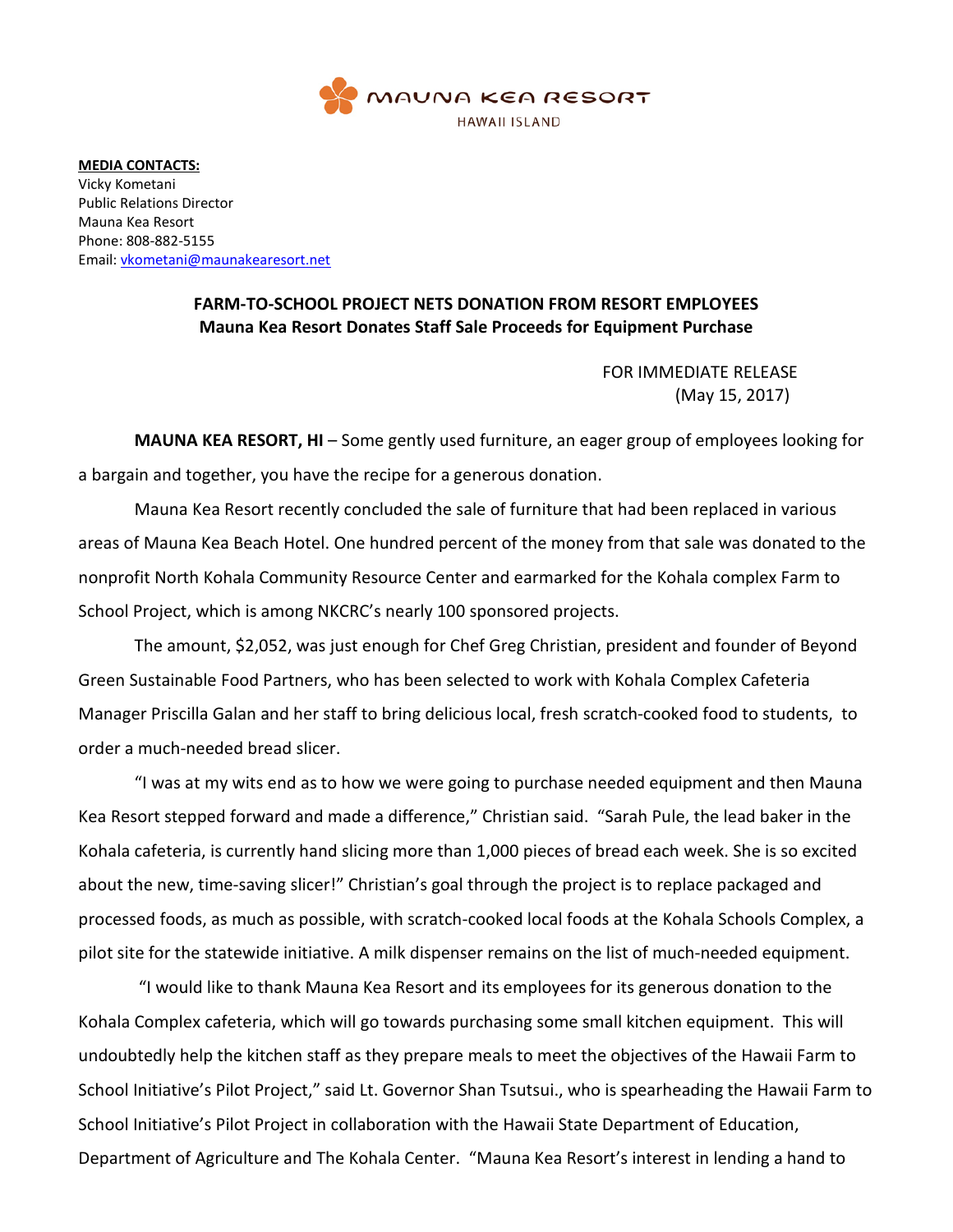MAUNA KEA RESORT
HAWAII ISLAND

**MEDIA CONTACTS:**
Vicky Kometani
Public Relations Director
Mauna Kea Resort
Phone: 808-882-5155
Email: vkometani@maunakearesort.net

**FARM-TO-SCHOOL PROJECT NETS DONATION FROM RESORT EMPLOYEES**
**Mauna Kea Resort Donates Staff Sale Proceeds for Equipment Purchase**

FOR IMMEDIATE RELEASE
(May 15, 2017)

**MAUNA KEA RESORT, HI** – Some gently used furniture, an eager group of employees looking for a bargain and together, you have the recipe for a generous donation.

Mauna Kea Resort recently concluded the sale of furniture that had been replaced in various areas of Mauna Kea Beach Hotel. One hundred percent of the money from that sale was donated to the nonprofit North Kohala Community Resource Center and earmarked for the Kohala complex Farm to School Project, which is among NKCRC's nearly 100 sponsored projects.

The amount, $2,052, was just enough for Chef Greg Christian, president and founder of Beyond Green Sustainable Food Partners, who has been selected to work with Kohala Complex Cafeteria Manager Priscilla Galan and her staff to bring delicious local, fresh scratch-cooked food to students, to order a much-needed bread slicer.

"I was at my wits end as to how we were going to purchase needed equipment and then Mauna Kea Resort stepped forward and made a difference," Christian said. "Sarah Pule, the lead baker in the Kohala cafeteria, is currently hand slicing more than 1,000 pieces of bread each week. She is so excited about the new, time-saving slicer!" Christian's goal through the project is to replace packaged and processed foods, as much as possible, with scratch-cooked local foods at the Kohala Schools Complex, a pilot site for the statewide initiative. A milk dispenser remains on the list of much-needed equipment.

"I would like to thank Mauna Kea Resort and its employees for its generous donation to the Kohala Complex cafeteria, which will go towards purchasing some small kitchen equipment. This will undoubtedly help the kitchen staff as they prepare meals to meet the objectives of the Hawaii Farm to School Initiative's Pilot Project," said Lt. Governor Shan Tsutsui., who is spearheading the Hawaii Farm to School Initiative's Pilot Project in collaboration with the Hawaii State Department of Education, Department of Agriculture and The Kohala Center. "Mauna Kea Resort's interest in lending a hand to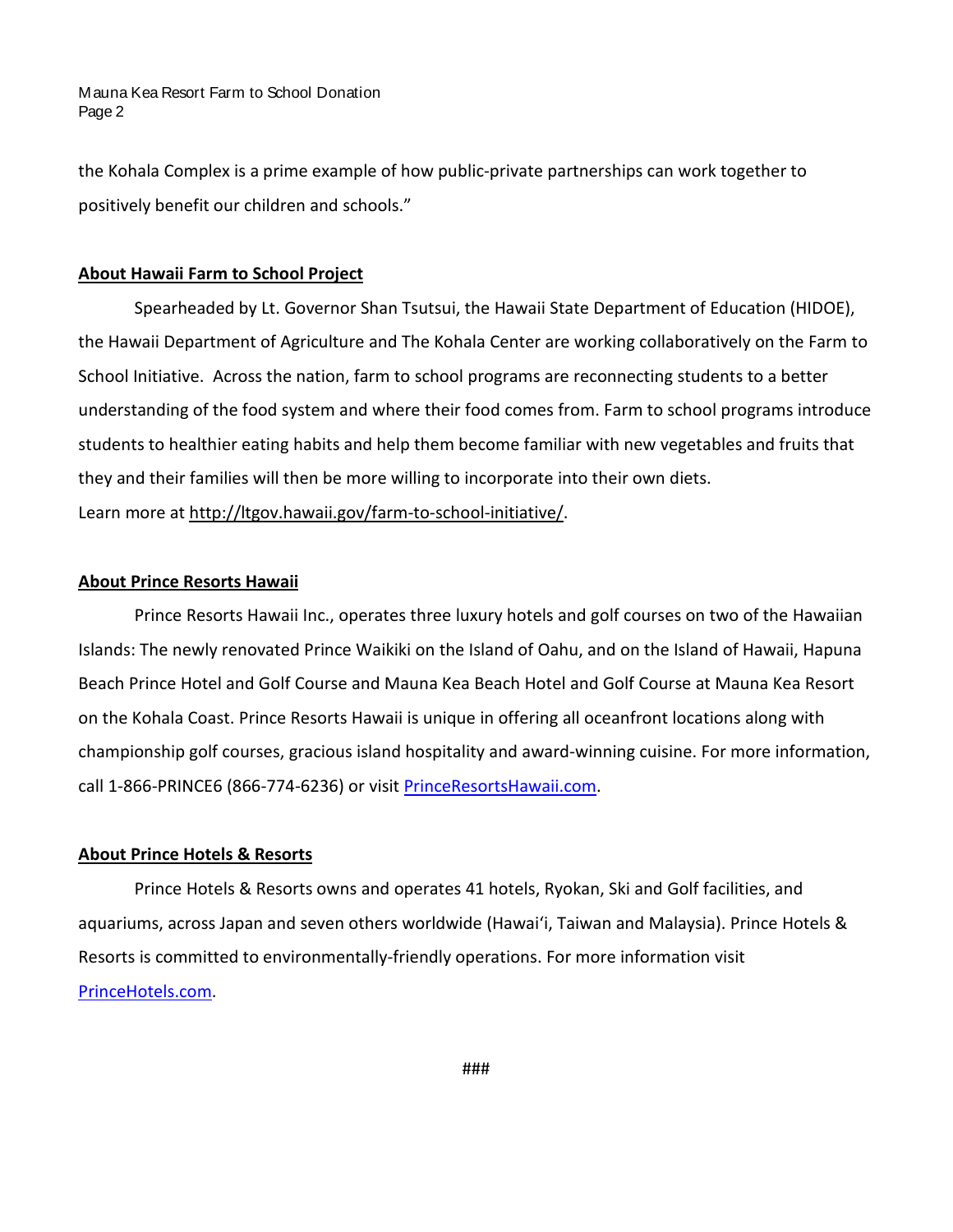the Kohala Complex is a prime example of how public-private partnerships can work together to positively benefit our children and schools."

**About Hawaii Farm to School Project**

Spearheaded by Lt. Governor Shan Tsutsui, the Hawaii State Department of Education (HIDOE), the Hawaii Department of Agriculture and The Kohala Center are working collaboratively on the Farm to School Initiative. Across the nation, farm to school programs are reconnecting students to a better understanding of the food system and where their food comes from. Farm to school programs introduce students to healthier eating habits and help them become familiar with new vegetables and fruits that they and their families will then be more willing to incorporate into their own diets.
Learn more at http://ltgov.hawaii.gov/farm-to-school-initiative/.

**About Prince Resorts Hawaii**

Prince Resorts Hawaii Inc., operates three luxury hotels and golf courses on two of the Hawaiian Islands: The newly renovated Prince Waikiki on the Island of Oahu, and on the Island of Hawaii, Hapuna Beach Prince Hotel and Golf Course and Mauna Kea Beach Hotel and Golf Course at Mauna Kea Resort on the Kohala Coast. Prince Resorts Hawaii is unique in offering all oceanfront locations along with championship golf courses, gracious island hospitality and award-winning cuisine. For more information, call 1-866-PRINCE6 (866-774-6236) or visit PrinceResortsHawaii.com.

**About Prince Hotels & Resorts**

Prince Hotels & Resorts owns and operates 41 hotels, Ryokan, Ski and Golf facilities, and aquariums, across Japan and seven others worldwide (Hawai'i, Taiwan and Malaysia). Prince Hotels & Resorts is committed to environmentally-friendly operations. For more information visit PrinceHotels.com.

###